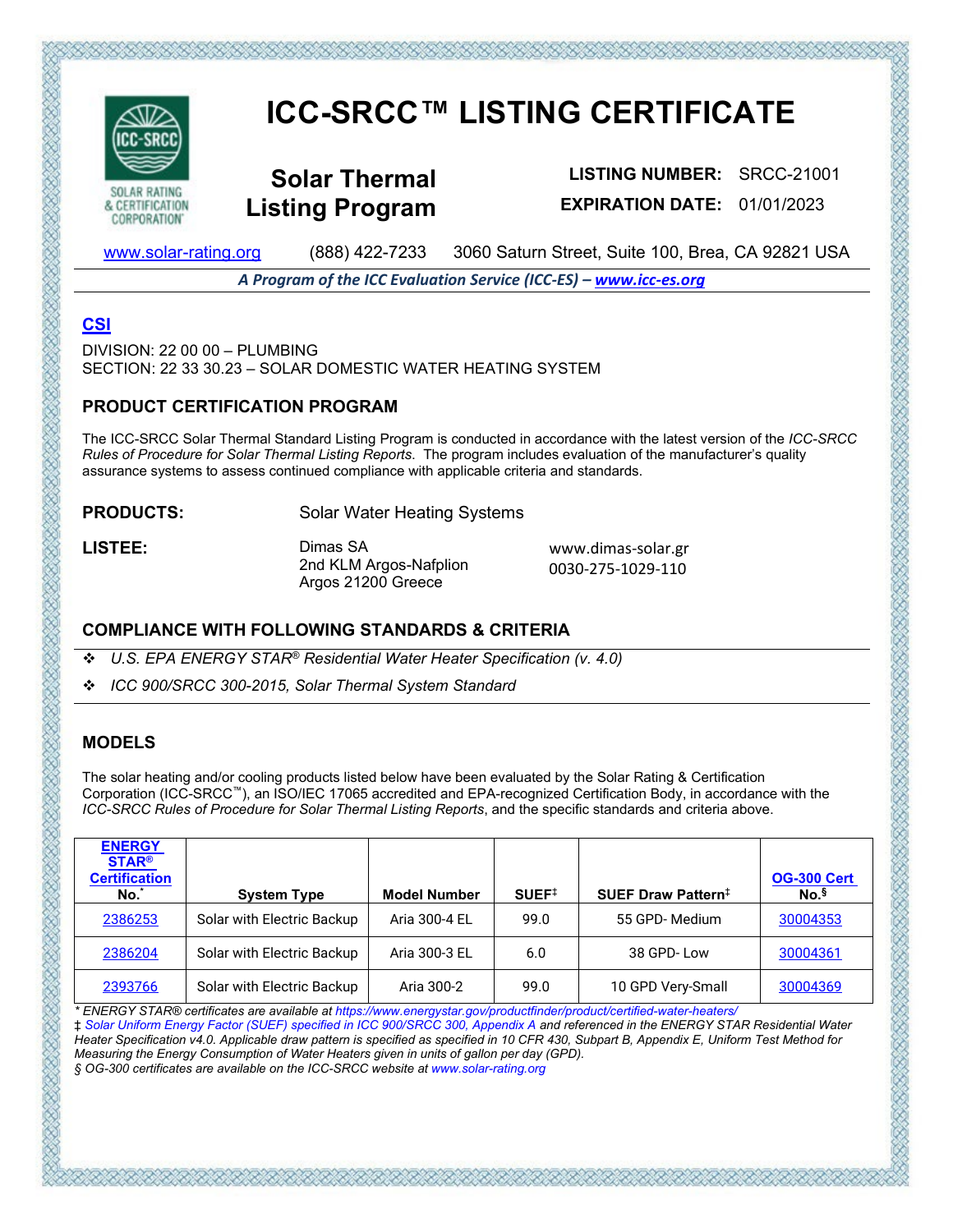# ICC-SRCC™ LISTING CERTIFICATE

SOLAR RATING & CERTIFICATION CORPORATION

## Solar Thermal Listing Program

**LISTING NUMBER:** SRCC-21001

**EXPIRATION DATE:** 01/01/2023

www.solar-rating.org (888) 422-7233 3060 Saturn Street, Suite 100, Brea, CA 92821 USA

***A Program of the ICC Evaluation Service (ICC-ES) – www.icc-es.org***

### CSI

DIVISION: 22 00 00 – PLUMBING
SECTION: 22 33 30.23 – SOLAR DOMESTIC WATER HEATING SYSTEM

### PRODUCT CERTIFICATION PROGRAM

The ICC-SRCC Solar Thermal Standard Listing Program is conducted in accordance with the latest version of the *ICC-SRCC Rules of Procedure for Solar Thermal Listing Reports*. The program includes evaluation of the manufacturer's quality assurance systems to assess continued compliance with applicable criteria and standards.

**PRODUCTS:** Solar Water Heating Systems

**LISTEE:** Dimas SA
2nd KLM Argos-Nafplion
Argos 21200 Greece

www.dimas-solar.gr
0030-275-1029-110

### COMPLIANCE WITH FOLLOWING STANDARDS & CRITERIA

- *U.S. EPA ENERGY STAR® Residential Water Heater Specification (v. 4.0)*
- *ICC 900/SRCC 300-2015, Solar Thermal System Standard*

### MODELS

The solar heating and/or cooling products listed below have been evaluated by the Solar Rating & Certification Corporation (ICC-SRCC™), an ISO/IEC 17065 accredited and EPA-recognized Certification Body, in accordance with the *ICC-SRCC Rules of Procedure for Solar Thermal Listing Reports*, and the specific standards and criteria above.

| ENERGY STAR® Certification No.* | System Type | Model Number | SUEF‡ | SUEF Draw Pattern‡ | OG-300 Cert No.§ |
|---|---|---|---|---|---|
| 2386253 | Solar with Electric Backup | Aria 300-4 EL | 99.0 | 55 GPD- Medium | 30004353 |
| 2386204 | Solar with Electric Backup | Aria 300-3 EL | 6.0 | 38 GPD- Low | 30004361 |
| 2393766 | Solar with Electric Backup | Aria 300-2 | 99.0 | 10 GPD Very-Small | 30004369 |

*\* ENERGY STAR® certificates are available at https://www.energystar.gov/productfinder/product/certified-water-heaters/*

*‡ Solar Uniform Energy Factor (SUEF) specified in ICC 900/SRCC 300, Appendix A and referenced in the ENERGY STAR Residential Water Heater Specification v4.0. Applicable draw pattern is specified as specified in 10 CFR 430, Subpart B, Appendix E, Uniform Test Method for Measuring the Energy Consumption of Water Heaters given in units of gallon per day (GPD).*

*§ OG-300 certificates are available on the ICC-SRCC website at www.solar-rating.org*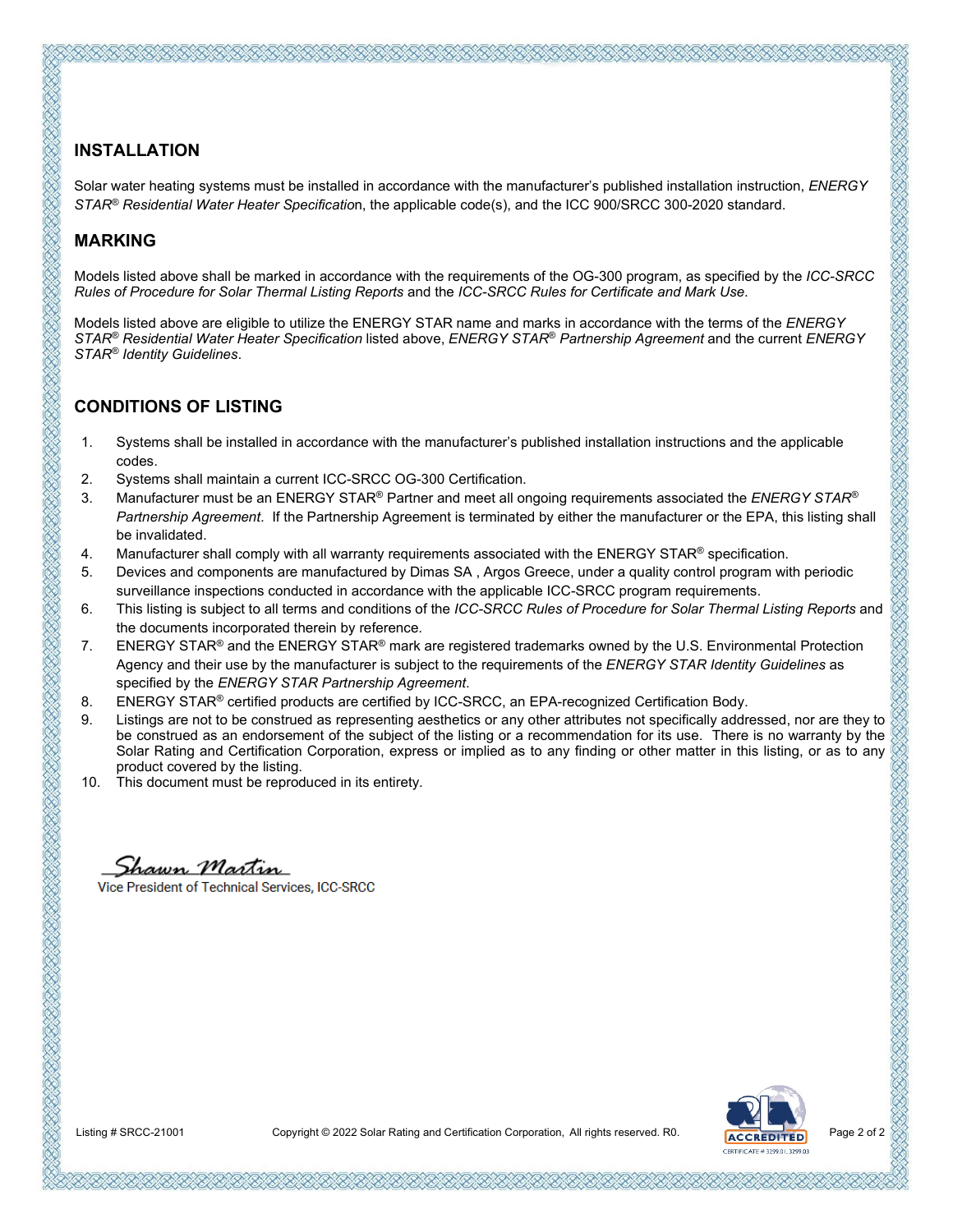## INSTALLATION

Solar water heating systems must be installed in accordance with the manufacturer's published installation instruction, *ENERGY STAR® Residential Water Heater Specification*, the applicable code(s), and the ICC 900/SRCC 300-2020 standard.

## MARKING

Models listed above shall be marked in accordance with the requirements of the OG-300 program, as specified by the *ICC-SRCC Rules of Procedure for Solar Thermal Listing Reports* and the *ICC-SRCC Rules for Certificate and Mark Use*.

Models listed above are eligible to utilize the ENERGY STAR name and marks in accordance with the terms of the *ENERGY STAR® Residential Water Heater Specification* listed above, *ENERGY STAR® Partnership Agreement* and the current *ENERGY STAR® Identity Guidelines*.

## CONDITIONS OF LISTING

1. Systems shall be installed in accordance with the manufacturer's published installation instructions and the applicable codes.
2. Systems shall maintain a current ICC-SRCC OG-300 Certification.
3. Manufacturer must be an ENERGY STAR® Partner and meet all ongoing requirements associated the *ENERGY STAR® Partnership Agreement*. If the Partnership Agreement is terminated by either the manufacturer or the EPA, this listing shall be invalidated.
4. Manufacturer shall comply with all warranty requirements associated with the ENERGY STAR® specification.
5. Devices and components are manufactured by Dimas SA , Argos Greece, under a quality control program with periodic surveillance inspections conducted in accordance with the applicable ICC-SRCC program requirements.
6. This listing is subject to all terms and conditions of the *ICC-SRCC Rules of Procedure for Solar Thermal Listing Reports* and the documents incorporated therein by reference.
7. ENERGY STAR® and the ENERGY STAR® mark are registered trademarks owned by the U.S. Environmental Protection Agency and their use by the manufacturer is subject to the requirements of the *ENERGY STAR Identity Guidelines* as specified by the *ENERGY STAR Partnership Agreement*.
8. ENERGY STAR® certified products are certified by ICC-SRCC, an EPA-recognized Certification Body.
9. Listings are not to be construed as representing aesthetics or any other attributes not specifically addressed, nor are they to be construed as an endorsement of the subject of the listing or a recommendation for its use. There is no warranty by the Solar Rating and Certification Corporation, express or implied as to any finding or other matter in this listing, or as to any product covered by the listing.
10. This document must be reproduced in its entirety.

Shawn Martin

Vice President of Technical Services, ICC-SRCC

Listing # SRCC-21001

Copyright © 2022 Solar Rating and Certification Corporation, All rights reserved. R0.

ACCREDITED CERTIFICATE # 3299.01, 3299.03